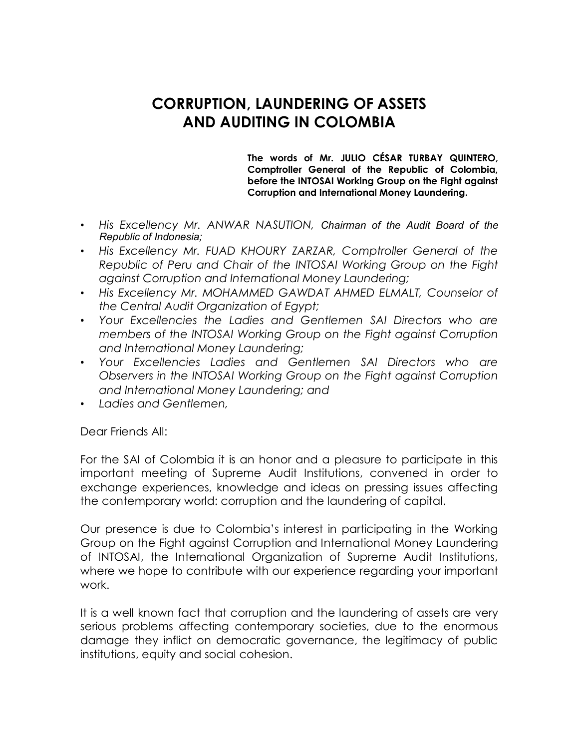# CORRUPTION, LAUNDERING OF ASSETS AND AUDITING IN COLOMBIA

**The words of Mr. JULIO CÉSAR TURBAY QUINTERO, Comptroller General of the Republic of Colombia, before the INTOSAI Working Group on the Fight against Corruption and International Money Laundering.**

- *His Excellency Mr. ANWAR NASUTION, Chairman of the Audit Board of the Republic of Indonesia;*
- *His Excellency Mr. FUAD KHOURY ZARZAR, Comptroller General of the Republic of Peru and Chair of the INTOSAI Working Group on the Fight against Corruption and International Money Laundering;*
- *His Excellency Mr. MOHAMMED GAWDAT AHMED ELMALT, Counselor of the Central Audit Organization of Egypt;*
- *Your Excellencies the Ladies and Gentlemen SAI Directors who are members of the INTOSAI Working Group on the Fight against Corruption and International Money Laundering;*
- *Your Excellencies Ladies and Gentlemen SAI Directors who are Observers in the INTOSAI Working Group on the Fight against Corruption and International Money Laundering; and*
- *Ladies and Gentlemen,*

Dear Friends All:

For the SAI of Colombia it is an honor and a pleasure to participate in this important meeting of Supreme Audit Institutions, convened in order to exchange experiences, knowledge and ideas on pressing issues affecting the contemporary world: corruption and the laundering of capital.

Our presence is due to Colombia's interest in participating in the Working Group on the Fight against Corruption and International Money Laundering of INTOSAI, the International Organization of Supreme Audit Institutions, where we hope to contribute with our experience regarding your important work.

It is a well known fact that corruption and the laundering of assets are very serious problems affecting contemporary societies, due to the enormous damage they inflict on democratic governance, the legitimacy of public institutions, equity and social cohesion.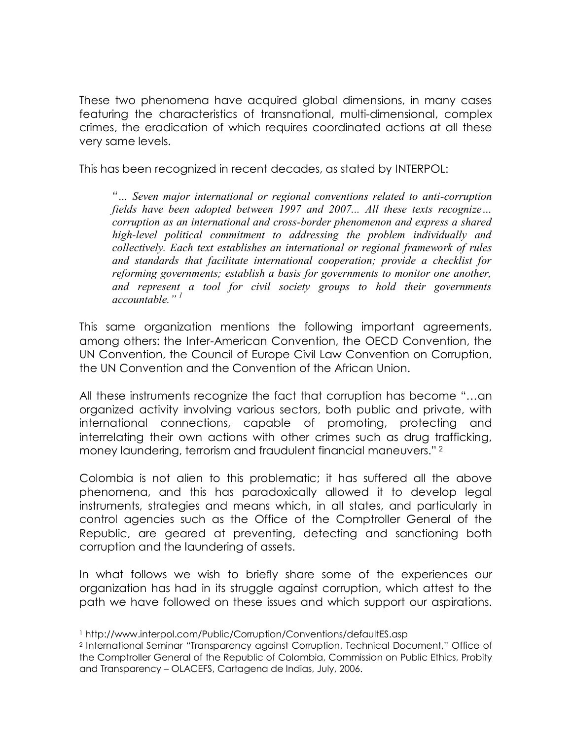These two phenomena have acquired global dimensions, in many cases featuring the characteristics of transnational, multi-dimensional, complex crimes, the eradication of which requires coordinated actions at all these very same levels.

This has been recognized in recent decades, as stated by INTERPOL:

> *"... Seven major international or regional conventions related to anti-corruption fields have been adopted between 1997 and 2007... All these texts recognize... corruption as an international and cross-border phenomenon and express a shared high-level political commitment to addressing the problem individually and collectively. Each text establishes an international or regional framework of rules and standards that facilitate international cooperation; provide a checklist for reforming governments; establish a basis for governments to monitor one another, and represent a tool for civil society groups to hold their governments accountable."* [1]

This same organization mentions the following important agreements, among others: the Inter-American Convention, the OECD Convention, the UN Convention, the Council of Europe Civil Law Convention on Corruption, the UN Convention and the Convention of the African Union.

All these instruments recognize the fact that corruption has become "…an organized activity involving various sectors, both public and private, with international connections, capable of promoting, protecting and interrelating their own actions with other crimes such as drug trafficking, money laundering, terrorism and fraudulent financial maneuvers." [2]

Colombia is not alien to this problematic; it has suffered all the above phenomena, and this has paradoxically allowed it to develop legal instruments, strategies and means which, in all states, and particularly in control agencies such as the Office of the Comptroller General of the Republic, are geared at preventing, detecting and sanctioning both corruption and the laundering of assets.

In what follows we wish to briefly share some of the experiences our organization has had in its struggle against corruption, which attest to the path we have followed on these issues and which support our aspirations.

[1] http://www.interpol.com/Public/Corruption/Conventions/defaultES.asp

[2] International Seminar "Transparency against Corruption, Technical Document," Office of the Comptroller General of the Republic of Colombia, Commission on Public Ethics, Probity and Transparency – OLACEFS, Cartagena de Indias, July, 2006.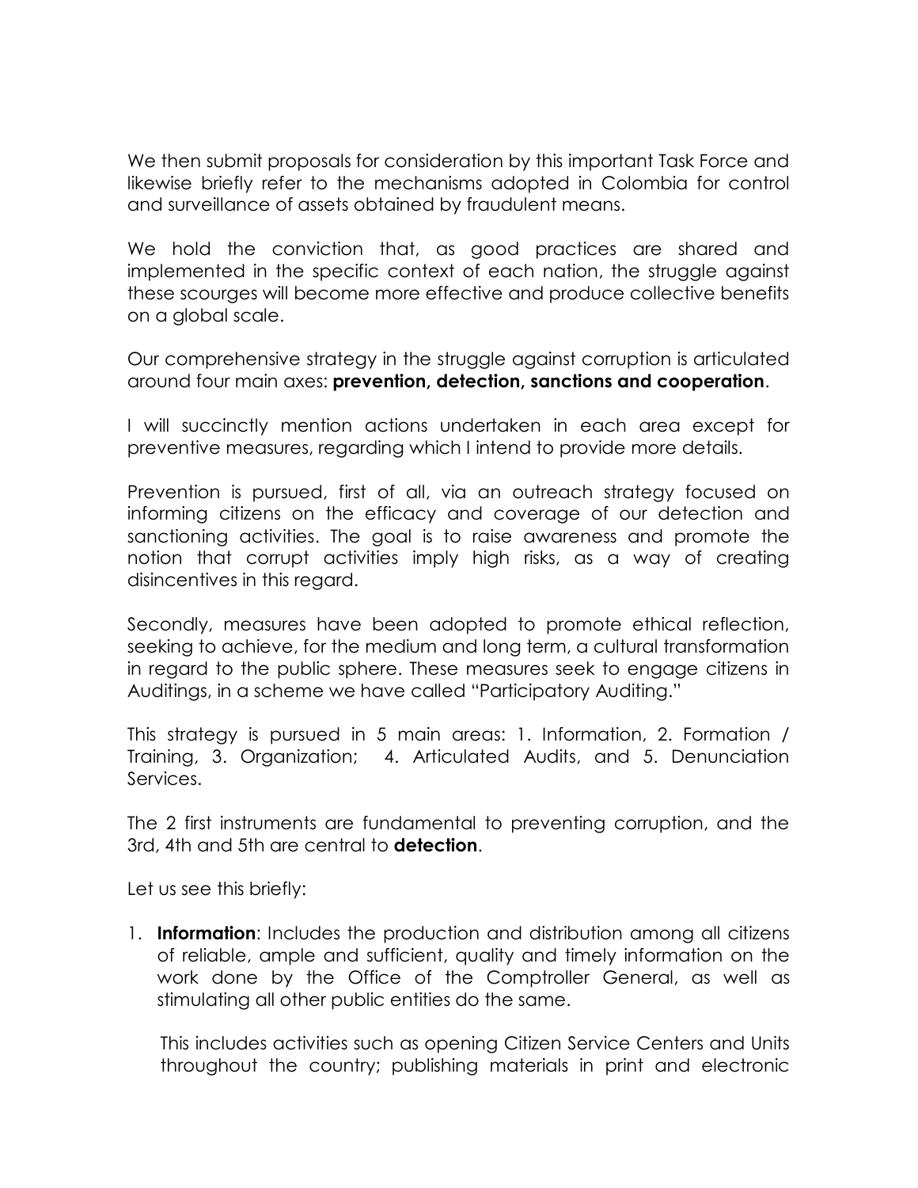We then submit proposals for consideration by this important Task Force and likewise briefly refer to the mechanisms adopted in Colombia for control and surveillance of assets obtained by fraudulent means.

We hold the conviction that, as good practices are shared and implemented in the specific context of each nation, the struggle against these scourges will become more effective and produce collective benefits on a global scale.

Our comprehensive strategy in the struggle against corruption is articulated around four main axes: **prevention, detection, sanctions and cooperation**.

I will succinctly mention actions undertaken in each area except for preventive measures, regarding which I intend to provide more details.

Prevention is pursued, first of all, via an outreach strategy focused on informing citizens on the efficacy and coverage of our detection and sanctioning activities. The goal is to raise awareness and promote the notion that corrupt activities imply high risks, as a way of creating disincentives in this regard.

Secondly, measures have been adopted to promote ethical reflection, seeking to achieve, for the medium and long term, a cultural transformation in regard to the public sphere. These measures seek to engage citizens in Auditings, in a scheme we have called "Participatory Auditing."

This strategy is pursued in 5 main areas: 1. Information, 2. Formation / Training, 3. Organization; 4. Articulated Audits, and 5. Denunciation Services.

The 2 first instruments are fundamental to preventing corruption, and the 3rd, 4th and 5th are central to **detection**.

Let us see this briefly:

1. **Information**: Includes the production and distribution among all citizens of reliable, ample and sufficient, quality and timely information on the work done by the Office of the Comptroller General, as well as stimulating all other public entities do the same.

   This includes activities such as opening Citizen Service Centers and Units throughout the country; publishing materials in print and electronic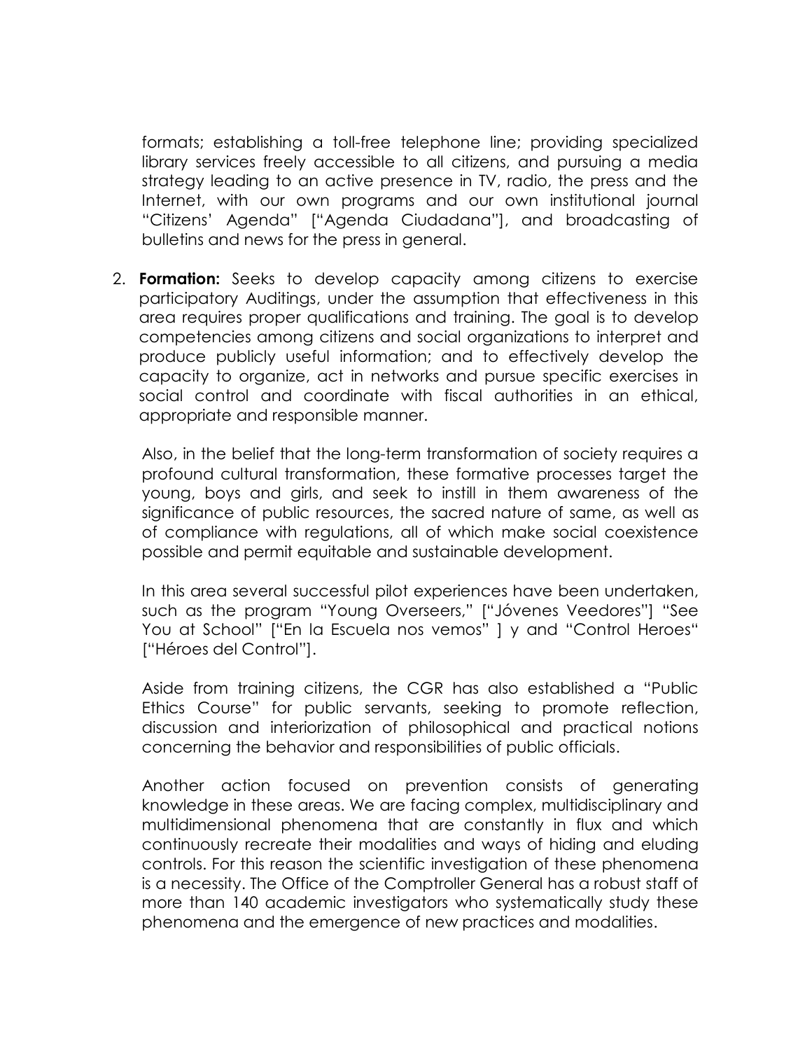formats; establishing a toll-free telephone line; providing specialized library services freely accessible to all citizens, and pursuing a media strategy leading to an active presence in TV, radio, the press and the Internet, with our own programs and our own institutional journal "Citizens' Agenda" ["Agenda Ciudadana"], and broadcasting of bulletins and news for the press in general.

2. **Formation:** Seeks to develop capacity among citizens to exercise participatory Auditings, under the assumption that effectiveness in this area requires proper qualifications and training. The goal is to develop competencies among citizens and social organizations to interpret and produce publicly useful information; and to effectively develop the capacity to organize, act in networks and pursue specific exercises in social control and coordinate with fiscal authorities in an ethical, appropriate and responsible manner.

   Also, in the belief that the long-term transformation of society requires a profound cultural transformation, these formative processes target the young, boys and girls, and seek to instill in them awareness of the significance of public resources, the sacred nature of same, as well as of compliance with regulations, all of which make social coexistence possible and permit equitable and sustainable development.

   In this area several successful pilot experiences have been undertaken, such as the program "Young Overseers," ["Jóvenes Veedores"] "See You at School" ["En la Escuela nos vemos" ] y and "Control Heroes" ["Héroes del Control"].

   Aside from training citizens, the CGR has also established a "Public Ethics Course" for public servants, seeking to promote reflection, discussion and interiorization of philosophical and practical notions concerning the behavior and responsibilities of public officials.

   Another action focused on prevention consists of generating knowledge in these areas. We are facing complex, multidisciplinary and multidimensional phenomena that are constantly in flux and which continuously recreate their modalities and ways of hiding and eluding controls. For this reason the scientific investigation of these phenomena is a necessity. The Office of the Comptroller General has a robust staff of more than 140 academic investigators who systematically study these phenomena and the emergence of new practices and modalities.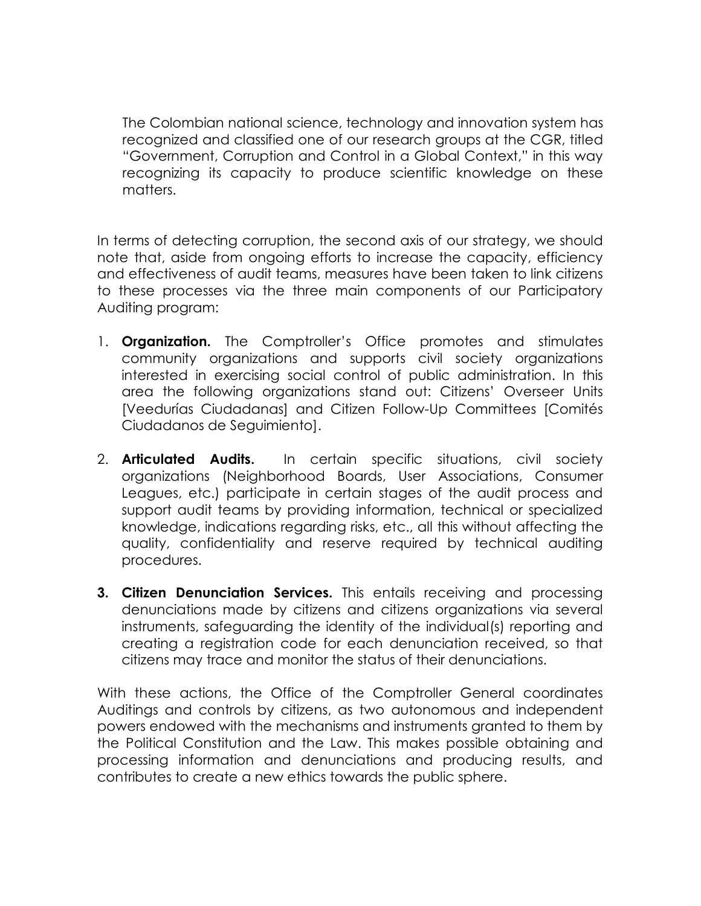The Colombian national science, technology and innovation system has recognized and classified one of our research groups at the CGR, titled "Government, Corruption and Control in a Global Context," in this way recognizing its capacity to produce scientific knowledge on these matters.

In terms of detecting corruption, the second axis of our strategy, we should note that, aside from ongoing efforts to increase the capacity, efficiency and effectiveness of audit teams, measures have been taken to link citizens to these processes via the three main components of our Participatory Auditing program:

1. **Organization.** The Comptroller's Office promotes and stimulates community organizations and supports civil society organizations interested in exercising social control of public administration. In this area the following organizations stand out: Citizens' Overseer Units [Veedurías Ciudadanas] and Citizen Follow-Up Committees [Comités Ciudadanos de Seguimiento].
2. **Articulated Audits.** In certain specific situations, civil society organizations (Neighborhood Boards, User Associations, Consumer Leagues, etc.) participate in certain stages of the audit process and support audit teams by providing information, technical or specialized knowledge, indications regarding risks, etc., all this without affecting the quality, confidentiality and reserve required by technical auditing procedures.
3. **Citizen Denunciation Services.** This entails receiving and processing denunciations made by citizens and citizens organizations via several instruments, safeguarding the identity of the individual(s) reporting and creating a registration code for each denunciation received, so that citizens may trace and monitor the status of their denunciations.

With these actions, the Office of the Comptroller General coordinates Auditings and controls by citizens, as two autonomous and independent powers endowed with the mechanisms and instruments granted to them by the Political Constitution and the Law. This makes possible obtaining and processing information and denunciations and producing results, and contributes to create a new ethics towards the public sphere.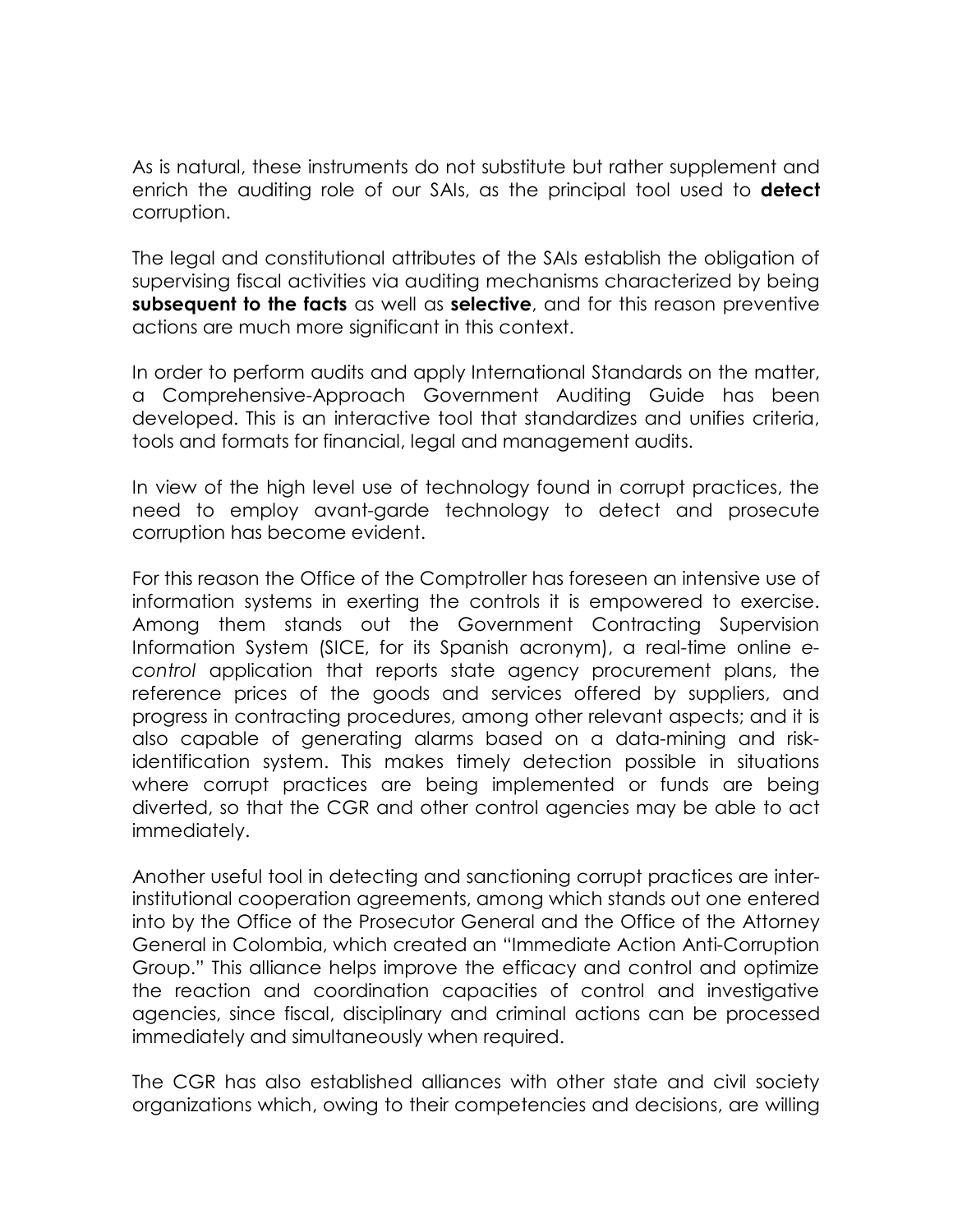As is natural, these instruments do not substitute but rather supplement and enrich the auditing role of our SAIs, as the principal tool used to **detect** corruption.

The legal and constitutional attributes of the SAIs establish the obligation of supervising fiscal activities via auditing mechanisms characterized by being **subsequent to the facts** as well as **selective**, and for this reason preventive actions are much more significant in this context.

In order to perform audits and apply International Standards on the matter, a Comprehensive-Approach Government Auditing Guide has been developed. This is an interactive tool that standardizes and unifies criteria, tools and formats for financial, legal and management audits.

In view of the high level use of technology found in corrupt practices, the need to employ avant-garde technology to detect and prosecute corruption has become evident.

For this reason the Office of the Comptroller has foreseen an intensive use of information systems in exerting the controls it is empowered to exercise. Among them stands out the Government Contracting Supervision Information System (SICE, for its Spanish acronym), a real-time online *e-control* application that reports state agency procurement plans, the reference prices of the goods and services offered by suppliers, and progress in contracting procedures, among other relevant aspects; and it is also capable of generating alarms based on a data-mining and risk-identification system. This makes timely detection possible in situations where corrupt practices are being implemented or funds are being diverted, so that the CGR and other control agencies may be able to act immediately.

Another useful tool in detecting and sanctioning corrupt practices are inter-institutional cooperation agreements, among which stands out one entered into by the Office of the Prosecutor General and the Office of the Attorney General in Colombia, which created an "Immediate Action Anti-Corruption Group." This alliance helps improve the efficacy and control and optimize the reaction and coordination capacities of control and investigative agencies, since fiscal, disciplinary and criminal actions can be processed immediately and simultaneously when required.

The CGR has also established alliances with other state and civil society organizations which, owing to their competencies and decisions, are willing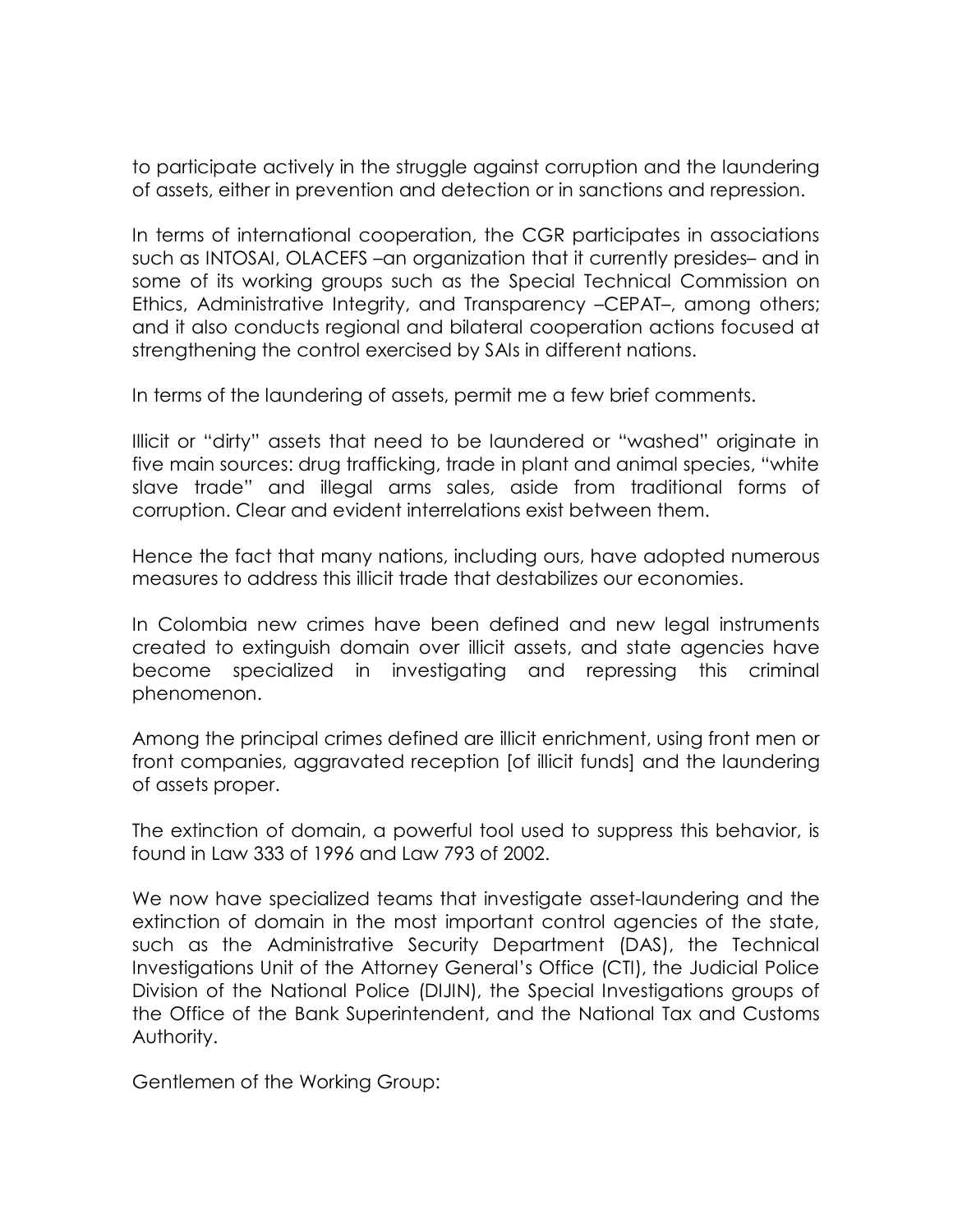to participate actively in the struggle against corruption and the laundering of assets, either in prevention and detection or in sanctions and repression.

In terms of international cooperation, the CGR participates in associations such as INTOSAI, OLACEFS –an organization that it currently presides– and in some of its working groups such as the Special Technical Commission on Ethics, Administrative Integrity, and Transparency –CEPAT–, among others; and it also conducts regional and bilateral cooperation actions focused at strengthening the control exercised by SAIs in different nations.

In terms of the laundering of assets, permit me a few brief comments.

Illicit or "dirty" assets that need to be laundered or "washed" originate in five main sources: drug trafficking, trade in plant and animal species, "white slave trade" and illegal arms sales, aside from traditional forms of corruption. Clear and evident interrelations exist between them.

Hence the fact that many nations, including ours, have adopted numerous measures to address this illicit trade that destabilizes our economies.

In Colombia new crimes have been defined and new legal instruments created to extinguish domain over illicit assets, and state agencies have become specialized in investigating and repressing this criminal phenomenon.

Among the principal crimes defined are illicit enrichment, using front men or front companies, aggravated reception [of illicit funds] and the laundering of assets proper.

The extinction of domain, a powerful tool used to suppress this behavior, is found in Law 333 of 1996 and Law 793 of 2002.

We now have specialized teams that investigate asset-laundering and the extinction of domain in the most important control agencies of the state, such as the Administrative Security Department (DAS), the Technical Investigations Unit of the Attorney General's Office (CTI), the Judicial Police Division of the National Police (DIJIN), the Special Investigations groups of the Office of the Bank Superintendent, and the National Tax and Customs Authority.

Gentlemen of the Working Group: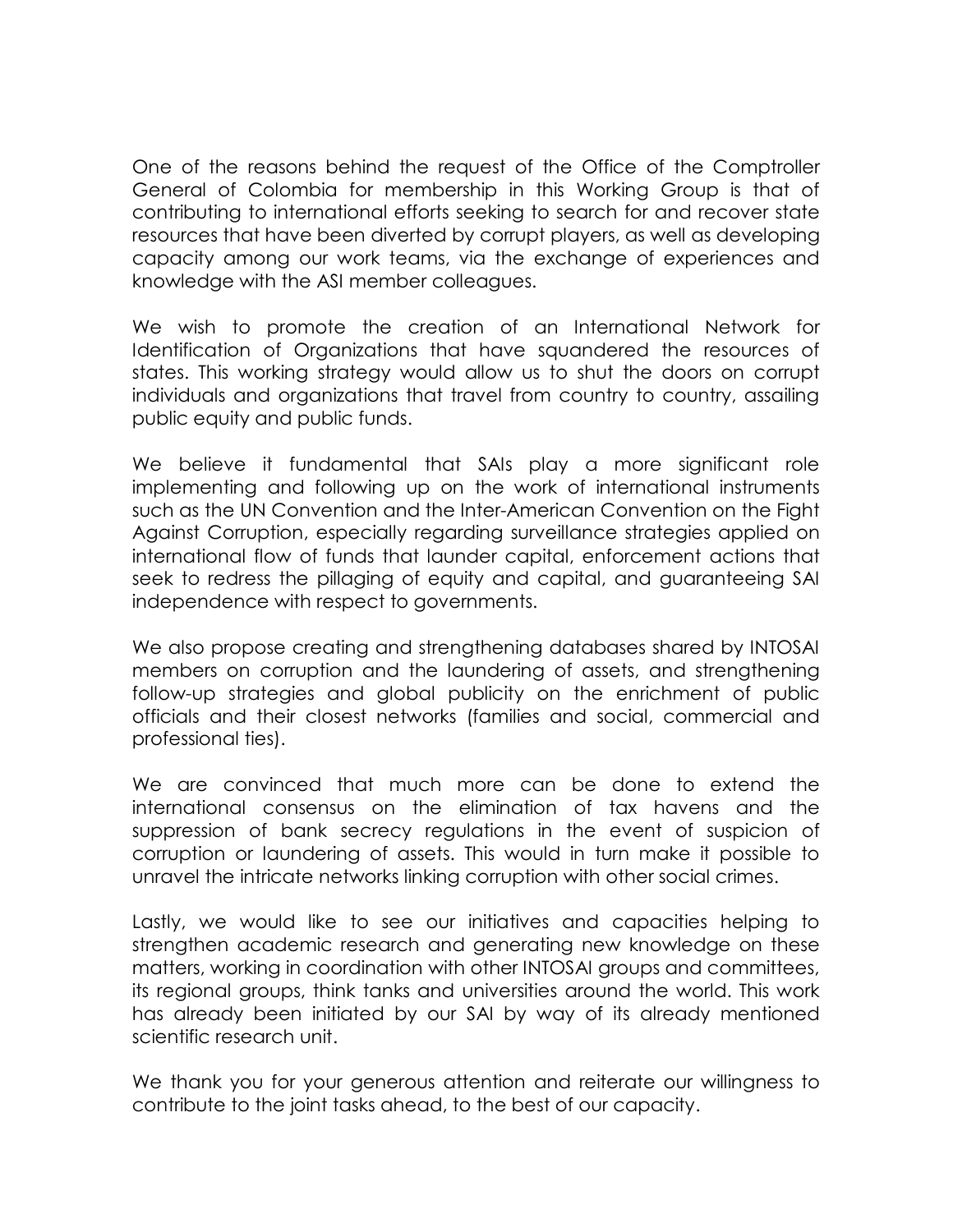One of the reasons behind the request of the Office of the Comptroller General of Colombia for membership in this Working Group is that of contributing to international efforts seeking to search for and recover state resources that have been diverted by corrupt players, as well as developing capacity among our work teams, via the exchange of experiences and knowledge with the ASI member colleagues.

We wish to promote the creation of an International Network for Identification of Organizations that have squandered the resources of states. This working strategy would allow us to shut the doors on corrupt individuals and organizations that travel from country to country, assailing public equity and public funds.

We believe it fundamental that SAIs play a more significant role implementing and following up on the work of international instruments such as the UN Convention and the Inter-American Convention on the Fight Against Corruption, especially regarding surveillance strategies applied on international flow of funds that launder capital, enforcement actions that seek to redress the pillaging of equity and capital, and guaranteeing SAI independence with respect to governments.

We also propose creating and strengthening databases shared by INTOSAI members on corruption and the laundering of assets, and strengthening follow-up strategies and global publicity on the enrichment of public officials and their closest networks (families and social, commercial and professional ties).

We are convinced that much more can be done to extend the international consensus on the elimination of tax havens and the suppression of bank secrecy regulations in the event of suspicion of corruption or laundering of assets. This would in turn make it possible to unravel the intricate networks linking corruption with other social crimes.

Lastly, we would like to see our initiatives and capacities helping to strengthen academic research and generating new knowledge on these matters, working in coordination with other INTOSAI groups and committees, its regional groups, think tanks and universities around the world. This work has already been initiated by our SAI by way of its already mentioned scientific research unit.

We thank you for your generous attention and reiterate our willingness to contribute to the joint tasks ahead, to the best of our capacity.